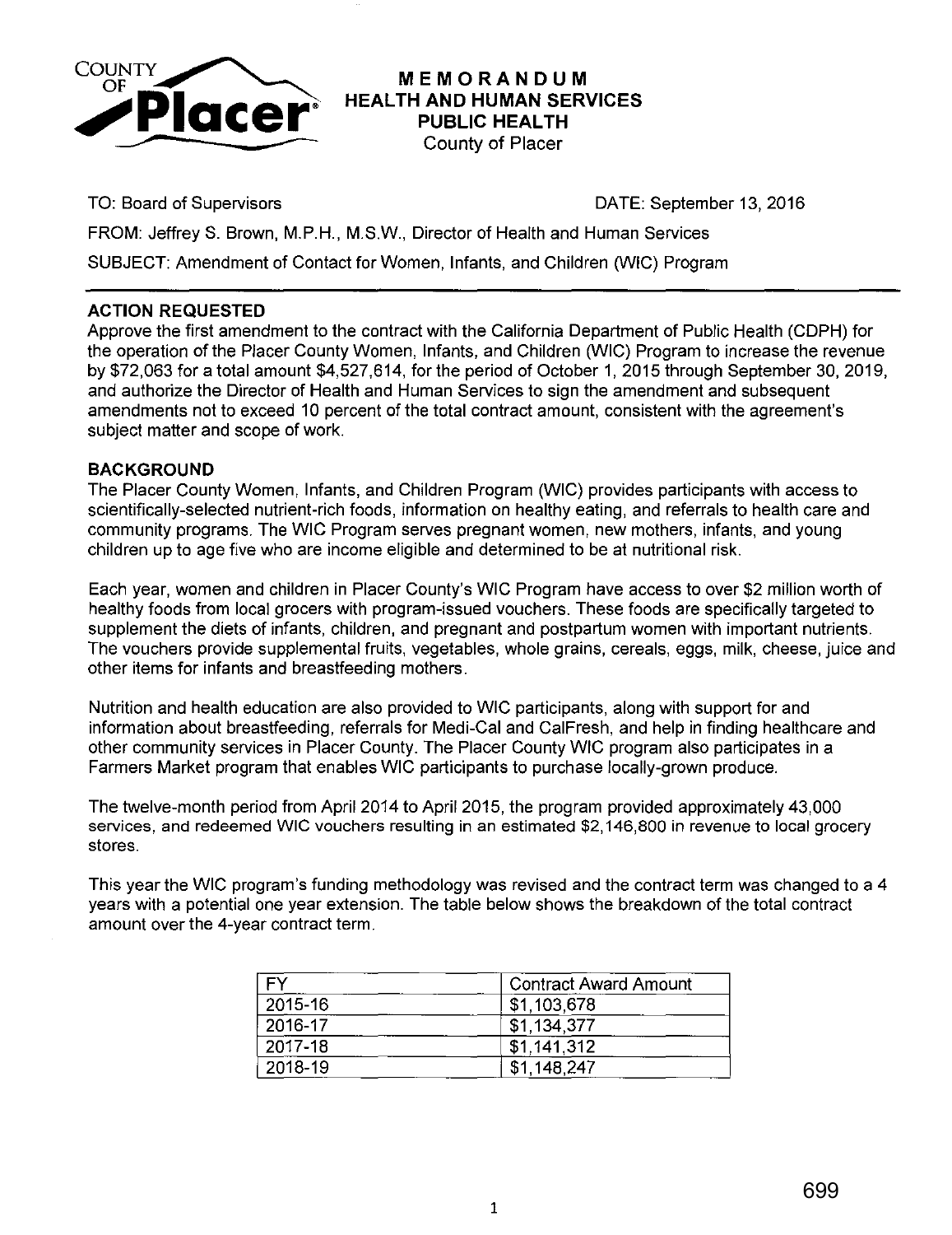COUNTY OF Placer

# MEMORANDUM
## HEALTH AND HUMAN SERVICES
## PUBLIC HEALTH
County of Placer

TO: Board of Supervisors DATE: September 13, 2016

FROM: Jeffrey S. Brown, M.P.H., M.S.W., Director of Health and Human Services

SUBJECT: Amendment of Contact for Women, Infants, and Children (WIC) Program

---

### ACTION REQUESTED

Approve the first amendment to the contract with the California Department of Public Health (CDPH) for the operation of the Placer County Women, Infants, and Children (WIC) Program to increase the revenue by $72,063 for a total amount $4,527,614, for the period of October 1, 2015 through September 30, 2019, and authorize the Director of Health and Human Services to sign the amendment and subsequent amendments not to exceed 10 percent of the total contract amount, consistent with the agreement's subject matter and scope of work.

### BACKGROUND

The Placer County Women, Infants, and Children Program (WIC) provides participants with access to scientifically-selected nutrient-rich foods, information on healthy eating, and referrals to health care and community programs. The WIC Program serves pregnant women, new mothers, infants, and young children up to age five who are income eligible and determined to be at nutritional risk.

Each year, women and children in Placer County's WIC Program have access to over $2 million worth of healthy foods from local grocers with program-issued vouchers. These foods are specifically targeted to supplement the diets of infants, children, and pregnant and postpartum women with important nutrients. The vouchers provide supplemental fruits, vegetables, whole grains, cereals, eggs, milk, cheese, juice and other items for infants and breastfeeding mothers.

Nutrition and health education are also provided to WIC participants, along with support for and information about breastfeeding, referrals for Medi-Cal and CalFresh, and help in finding healthcare and other community services in Placer County. The Placer County WIC program also participates in a Farmers Market program that enables WIC participants to purchase locally-grown produce.

The twelve-month period from April 2014 to April 2015, the program provided approximately 43,000 services, and redeemed WIC vouchers resulting in an estimated $2,146,800 in revenue to local grocery stores.

This year the WIC program's funding methodology was revised and the contract term was changed to a 4 years with a potential one year extension. The table below shows the breakdown of the total contract amount over the 4-year contract term.

| FY | Contract Award Amount |
|---|---|
| 2015-16 | $1,103,678 |
| 2016-17 | $1,134,377 |
| 2017-18 | $1,141,312 |
| 2018-19 | $1,148,247 |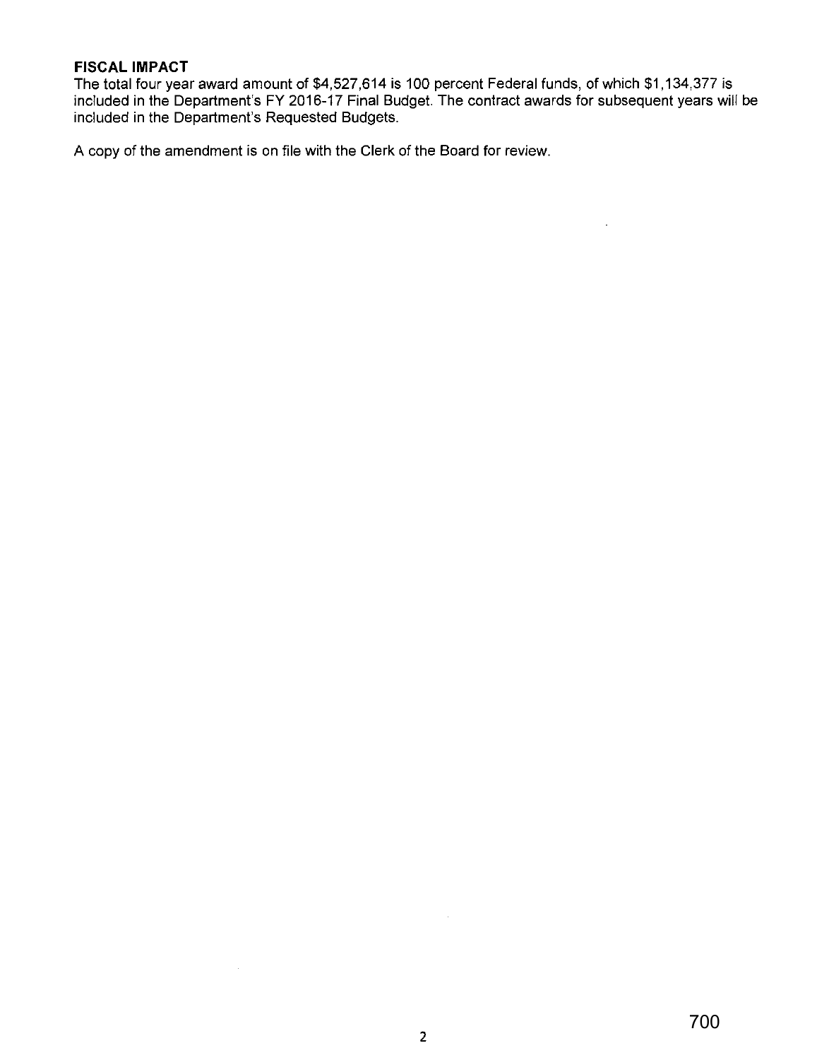**FISCAL IMPACT**

The total four year award amount of $4,527,614 is 100 percent Federal funds, of which $1,134,377 is included in the Department's FY 2016-17 Final Budget. The contract awards for subsequent years will be included in the Department's Requested Budgets.

A copy of the amendment is on file with the Clerk of the Board for review.